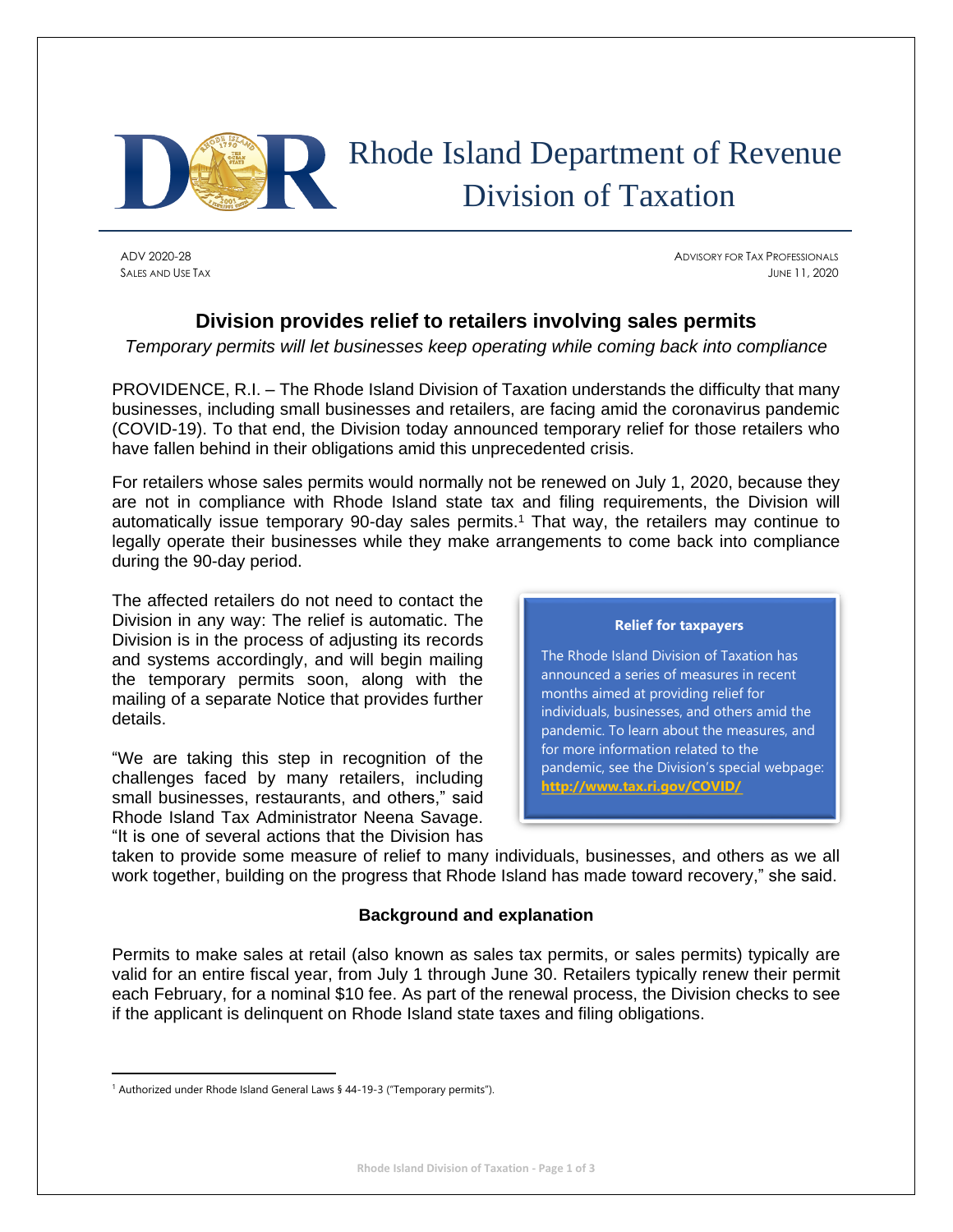# Rhode Island Department of Revenue Division of Taxation

ADV 2020-28
SALES AND USE TAX

ADVISORY FOR TAX PROFESSIONALS
JUNE 11, 2020

## Division provides relief to retailers involving sales permits

*Temporary permits will let businesses keep operating while coming back into compliance*

PROVIDENCE, R.I. – The Rhode Island Division of Taxation understands the difficulty that many businesses, including small businesses and retailers, are facing amid the coronavirus pandemic (COVID-19). To that end, the Division today announced temporary relief for those retailers who have fallen behind in their obligations amid this unprecedented crisis.

For retailers whose sales permits would normally not be renewed on July 1, 2020, because they are not in compliance with Rhode Island state tax and filing requirements, the Division will automatically issue temporary 90-day sales permits.[1] That way, the retailers may continue to legally operate their businesses while they make arrangements to come back into compliance during the 90-day period.

The affected retailers do not need to contact the Division in any way: The relief is automatic. The Division is in the process of adjusting its records and systems accordingly, and will begin mailing the temporary permits soon, along with the mailing of a separate Notice that provides further details.

"We are taking this step in recognition of the challenges faced by many retailers, including small businesses, restaurants, and others," said Rhode Island Tax Administrator Neena Savage. "It is one of several actions that the Division has taken to provide some measure of relief to many individuals, businesses, and others as we all work together, building on the progress that Rhode Island has made toward recovery," she said.

> **Relief for taxpayers**
>
> The Rhode Island Division of Taxation has announced a series of measures in recent months aimed at providing relief for individuals, businesses, and others amid the pandemic. To learn about the measures, and for more information related to the pandemic, see the Division's special webpage: **http://www.tax.ri.gov/COVID/**

### Background and explanation

Permits to make sales at retail (also known as sales tax permits, or sales permits) typically are valid for an entire fiscal year, from July 1 through June 30. Retailers typically renew their permit each February, for a nominal $10 fee. As part of the renewal process, the Division checks to see if the applicant is delinquent on Rhode Island state taxes and filing obligations.

---

[1] Authorized under Rhode Island General Laws § 44-19-3 ("Temporary permits").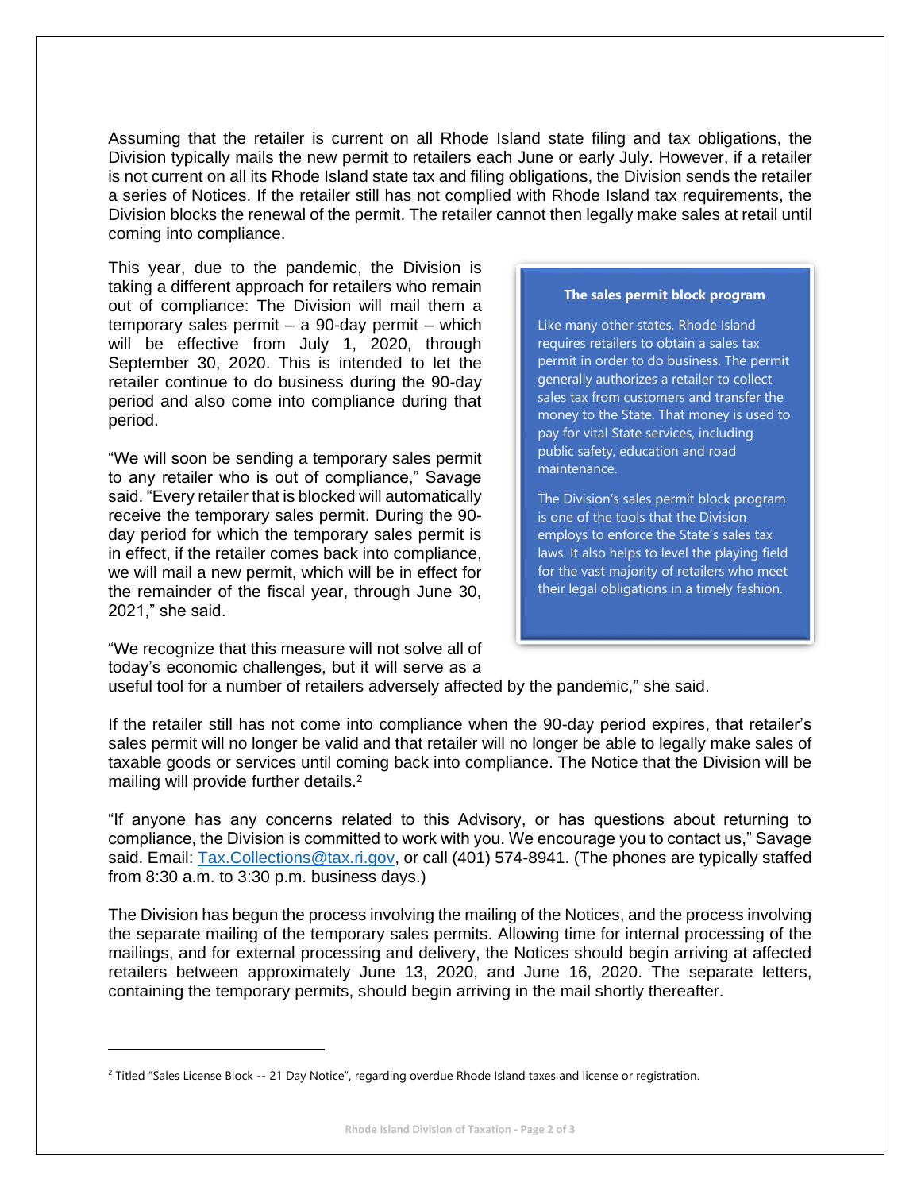Assuming that the retailer is current on all Rhode Island state filing and tax obligations, the Division typically mails the new permit to retailers each June or early July. However, if a retailer is not current on all its Rhode Island state tax and filing obligations, the Division sends the retailer a series of Notices. If the retailer still has not complied with Rhode Island tax requirements, the Division blocks the renewal of the permit. The retailer cannot then legally make sales at retail until coming into compliance.

This year, due to the pandemic, the Division is taking a different approach for retailers who remain out of compliance: The Division will mail them a temporary sales permit – a 90-day permit – which will be effective from July 1, 2020, through September 30, 2020. This is intended to let the retailer continue to do business during the 90-day period and also come into compliance during that period.

“We will soon be sending a temporary sales permit to any retailer who is out of compliance,” Savage said. “Every retailer that is blocked will automatically receive the temporary sales permit. During the 90-day period for which the temporary sales permit is in effect, if the retailer comes back into compliance, we will mail a new permit, which will be in effect for the remainder of the fiscal year, through June 30, 2021,” she said.

“We recognize that this measure will not solve all of today’s economic challenges, but it will serve as a useful tool for a number of retailers adversely affected by the pandemic,” she said.

> **The sales permit block program**
>
> Like many other states, Rhode Island requires retailers to obtain a sales tax permit in order to do business. The permit generally authorizes a retailer to collect sales tax from customers and transfer the money to the State. That money is used to pay for vital State services, including public safety, education and road maintenance.
>
> The Division’s sales permit block program is one of the tools that the Division employs to enforce the State’s sales tax laws. It also helps to level the playing field for the vast majority of retailers who meet their legal obligations in a timely fashion.

If the retailer still has not come into compliance when the 90-day period expires, that retailer’s sales permit will no longer be valid and that retailer will no longer be able to legally make sales of taxable goods or services until coming back into compliance. The Notice that the Division will be mailing will provide further details.[2]

“If anyone has any concerns related to this Advisory, or has questions about returning to compliance, the Division is committed to work with you. We encourage you to contact us,” Savage said. Email: Tax.Collections@tax.ri.gov, or call (401) 574-8941. (The phones are typically staffed from 8:30 a.m. to 3:30 p.m. business days.)

The Division has begun the process involving the mailing of the Notices, and the process involving the separate mailing of the temporary sales permits. Allowing time for internal processing of the mailings, and for external processing and delivery, the Notices should begin arriving at affected retailers between approximately June 13, 2020, and June 16, 2020. The separate letters, containing the temporary permits, should begin arriving in the mail shortly thereafter.

---

[2] Titled “Sales License Block -- 21 Day Notice”, regarding overdue Rhode Island taxes and license or registration.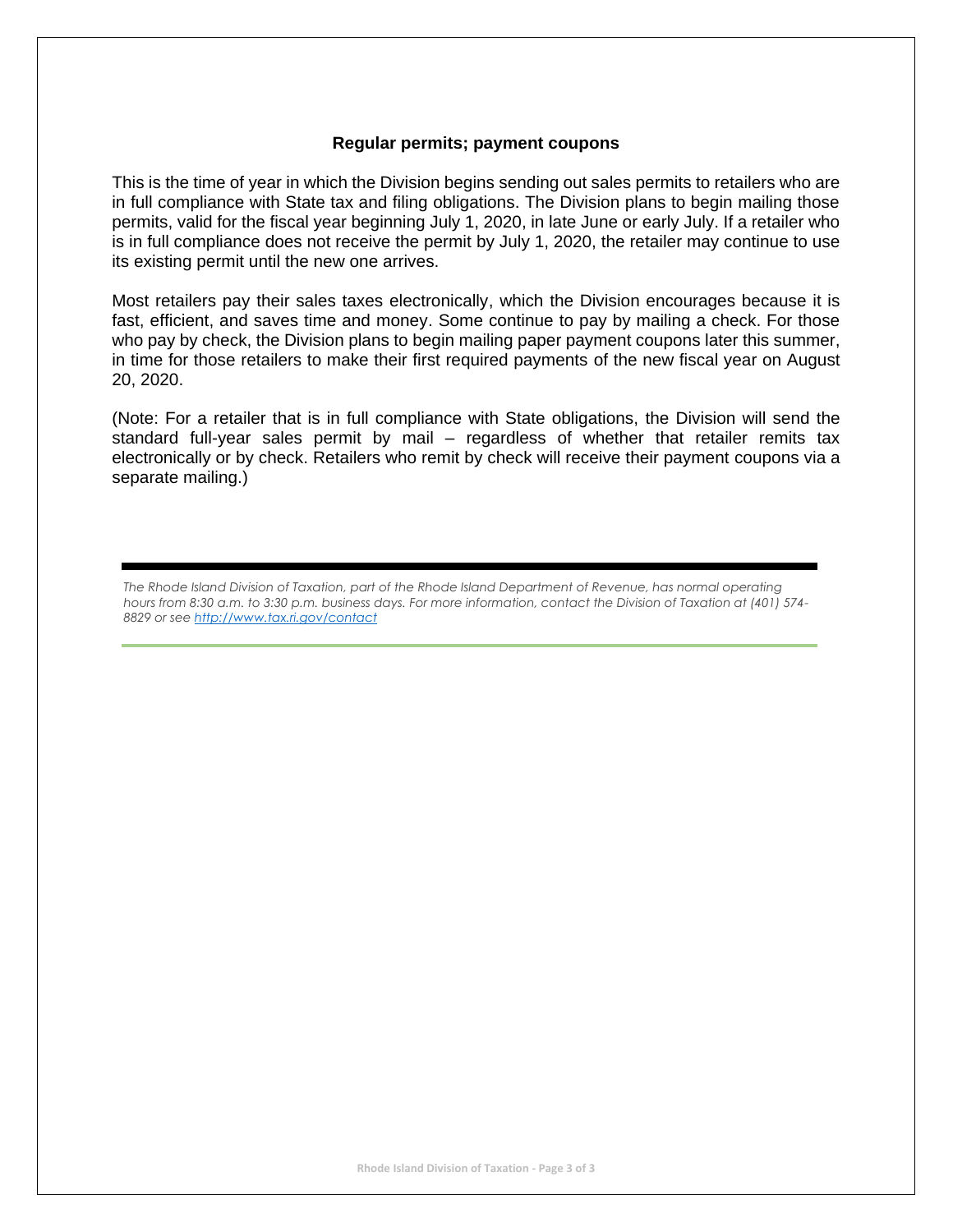## Regular permits; payment coupons

This is the time of year in which the Division begins sending out sales permits to retailers who are in full compliance with State tax and filing obligations. The Division plans to begin mailing those permits, valid for the fiscal year beginning July 1, 2020, in late June or early July. If a retailer who is in full compliance does not receive the permit by July 1, 2020, the retailer may continue to use its existing permit until the new one arrives.

Most retailers pay their sales taxes electronically, which the Division encourages because it is fast, efficient, and saves time and money. Some continue to pay by mailing a check. For those who pay by check, the Division plans to begin mailing paper payment coupons later this summer, in time for those retailers to make their first required payments of the new fiscal year on August 20, 2020.

(Note: For a retailer that is in full compliance with State obligations, the Division will send the standard full-year sales permit by mail – regardless of whether that retailer remits tax electronically or by check. Retailers who remit by check will receive their payment coupons via a separate mailing.)

---

*The Rhode Island Division of Taxation, part of the Rhode Island Department of Revenue, has normal operating hours from 8:30 a.m. to 3:30 p.m. business days. For more information, contact the Division of Taxation at (401) 574-8829 or see [http://www.tax.ri.gov/contact](http://www.tax.ri.gov/contact)*